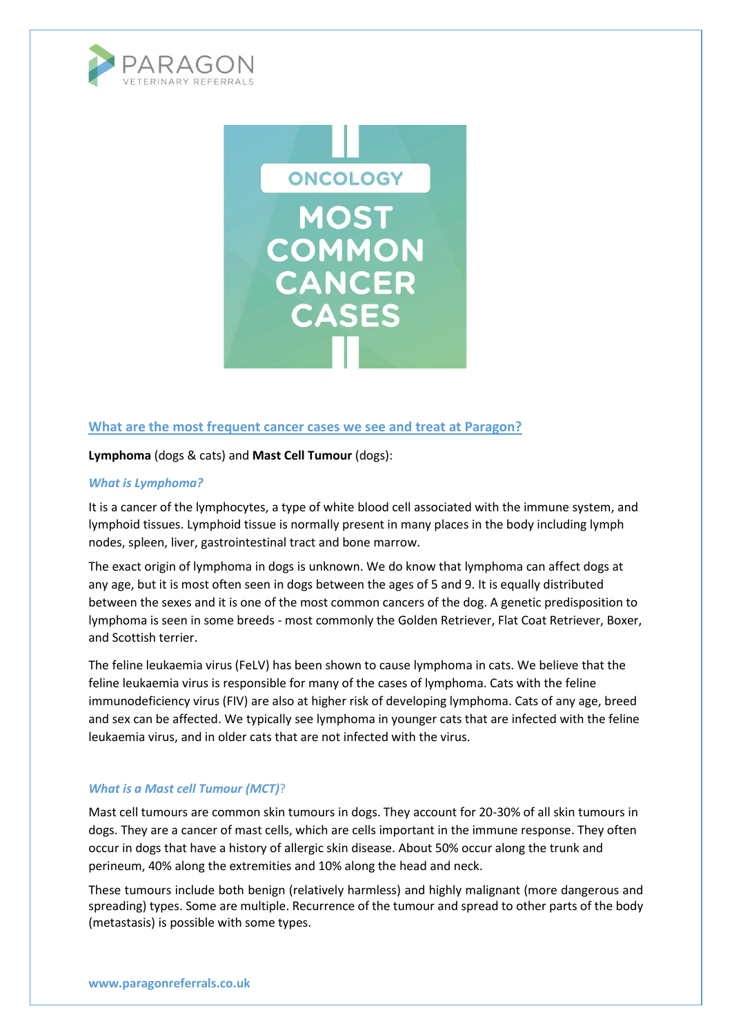PARAGON
VETERINARY REFERRALS

ONCOLOGY

# MOST COMMON CANCER CASES

## What are the most frequent cancer cases we see and treat at Paragon?

**Lymphoma** (dogs & cats) and **Mast Cell Tumour** (dogs):

### *What is Lymphoma?*

It is a cancer of the lymphocytes, a type of white blood cell associated with the immune system, and lymphoid tissues. Lymphoid tissue is normally present in many places in the body including lymph nodes, spleen, liver, gastrointestinal tract and bone marrow.

The exact origin of lymphoma in dogs is unknown. We do know that lymphoma can affect dogs at any age, but it is most often seen in dogs between the ages of 5 and 9. It is equally distributed between the sexes and it is one of the most common cancers of the dog. A genetic predisposition to lymphoma is seen in some breeds - most commonly the Golden Retriever, Flat Coat Retriever, Boxer, and Scottish terrier.

The feline leukaemia virus (FeLV) has been shown to cause lymphoma in cats. We believe that the feline leukaemia virus is responsible for many of the cases of lymphoma. Cats with the feline immunodeficiency virus (FIV) are also at higher risk of developing lymphoma. Cats of any age, breed and sex can be affected. We typically see lymphoma in younger cats that are infected with the feline leukaemia virus, and in older cats that are not infected with the virus.

### *What is a Mast cell Tumour (MCT)*?

Mast cell tumours are common skin tumours in dogs. They account for 20-30% of all skin tumours in dogs. They are a cancer of mast cells, which are cells important in the immune response. They often occur in dogs that have a history of allergic skin disease. About 50% occur along the trunk and perineum, 40% along the extremities and 10% along the head and neck.

These tumours include both benign (relatively harmless) and highly malignant (more dangerous and spreading) types. Some are multiple. Recurrence of the tumour and spread to other parts of the body (metastasis) is possible with some types.

**www.paragonreferrals.co.uk**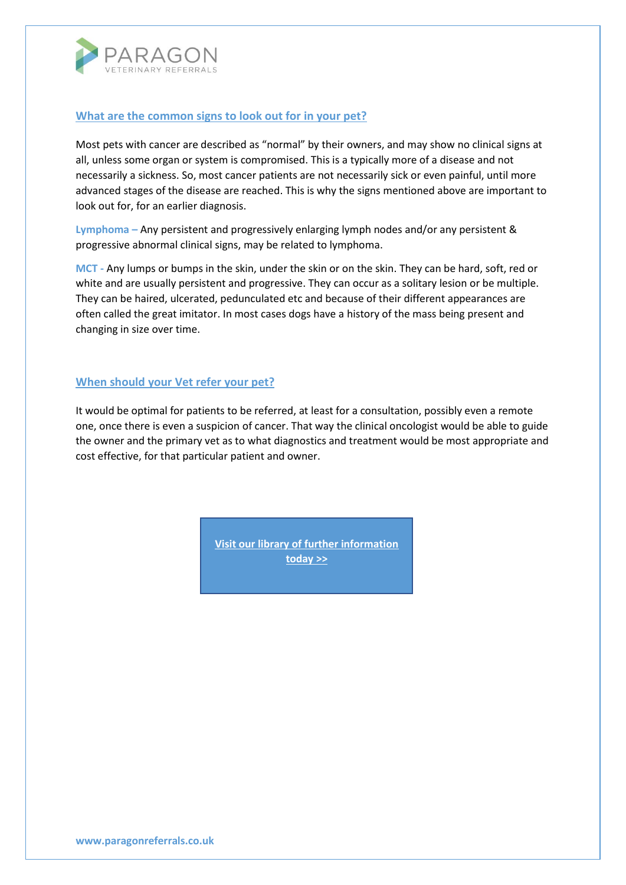## What are the common signs to look out for in your pet?

Most pets with cancer are described as "normal" by their owners, and may show no clinical signs at all, unless some organ or system is compromised. This is a typically more of a disease and not necessarily a sickness. So, most cancer patients are not necessarily sick or even painful, until more advanced stages of the disease are reached. This is why the signs mentioned above are important to look out for, for an earlier diagnosis.

**Lymphoma –** Any persistent and progressively enlarging lymph nodes and/or any persistent & progressive abnormal clinical signs, may be related to lymphoma.

**MCT -** Any lumps or bumps in the skin, under the skin or on the skin. They can be hard, soft, red or white and are usually persistent and progressive. They can occur as a solitary lesion or be multiple. They can be haired, ulcerated, pedunculated etc and because of their different appearances are often called the great imitator. In most cases dogs have a history of the mass being present and changing in size over time.

## When should your Vet refer your pet?

It would be optimal for patients to be referred, at least for a consultation, possibly even a remote one, once there is even a suspicion of cancer. That way the clinical oncologist would be able to guide the owner and the primary vet as to what diagnostics and treatment would be most appropriate and cost effective, for that particular patient and owner.

**Visit our library of further information today >>**

www.paragonreferrals.co.uk